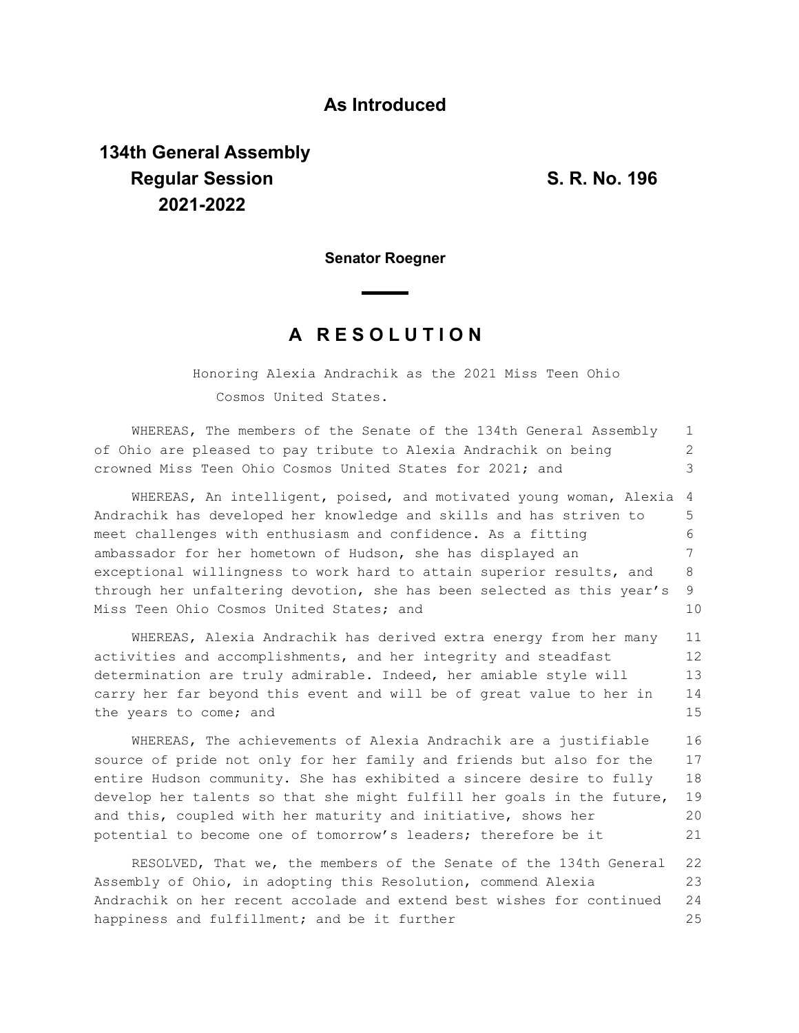**As Introduced**

**134th General Assembly**
**Regular Session**
**2021-2022**

**S. R. No. 196**

**Senator Roegner**

# A R E S O L U T I O N

Honoring Alexia Andrachik as the 2021 Miss Teen Ohio Cosmos United States.

WHEREAS, The members of the Senate of the 134th General Assembly of Ohio are pleased to pay tribute to Alexia Andrachik on being crowned Miss Teen Ohio Cosmos United States for 2021; and

WHEREAS, An intelligent, poised, and motivated young woman, Alexia Andrachik has developed her knowledge and skills and has striven to meet challenges with enthusiasm and confidence. As a fitting ambassador for her hometown of Hudson, she has displayed an exceptional willingness to work hard to attain superior results, and through her unfaltering devotion, she has been selected as this year's Miss Teen Ohio Cosmos United States; and

WHEREAS, Alexia Andrachik has derived extra energy from her many activities and accomplishments, and her integrity and steadfast determination are truly admirable. Indeed, her amiable style will carry her far beyond this event and will be of great value to her in the years to come; and

WHEREAS, The achievements of Alexia Andrachik are a justifiable source of pride not only for her family and friends but also for the entire Hudson community. She has exhibited a sincere desire to fully develop her talents so that she might fulfill her goals in the future, and this, coupled with her maturity and initiative, shows her potential to become one of tomorrow's leaders; therefore be it

RESOLVED, That we, the members of the Senate of the 134th General Assembly of Ohio, in adopting this Resolution, commend Alexia Andrachik on her recent accolade and extend best wishes for continued happiness and fulfillment; and be it further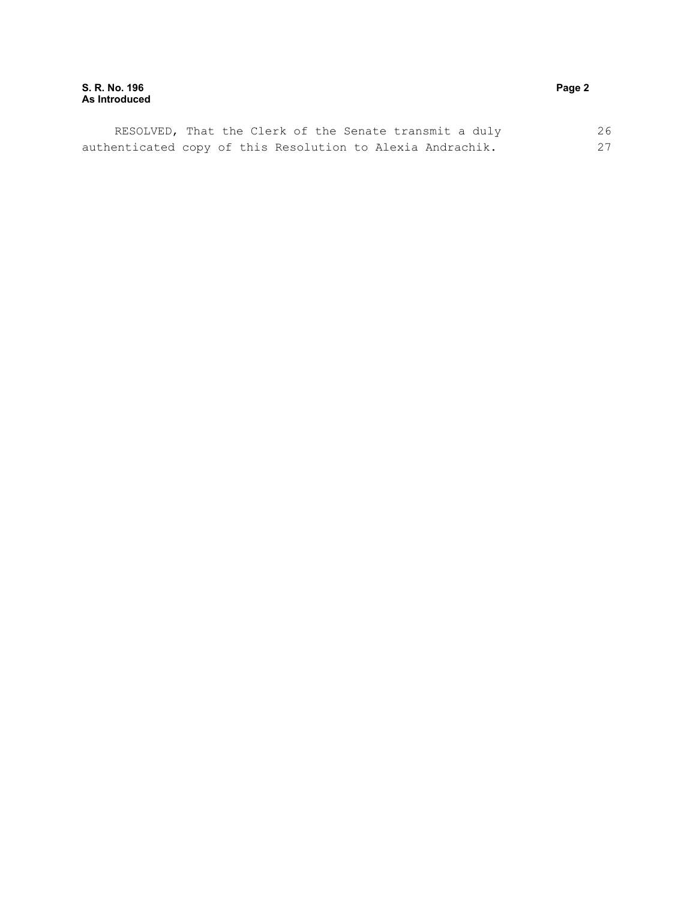RESOLVED, That the Clerk of the Senate transmit a duly authenticated copy of this Resolution to Alexia Andrachik.